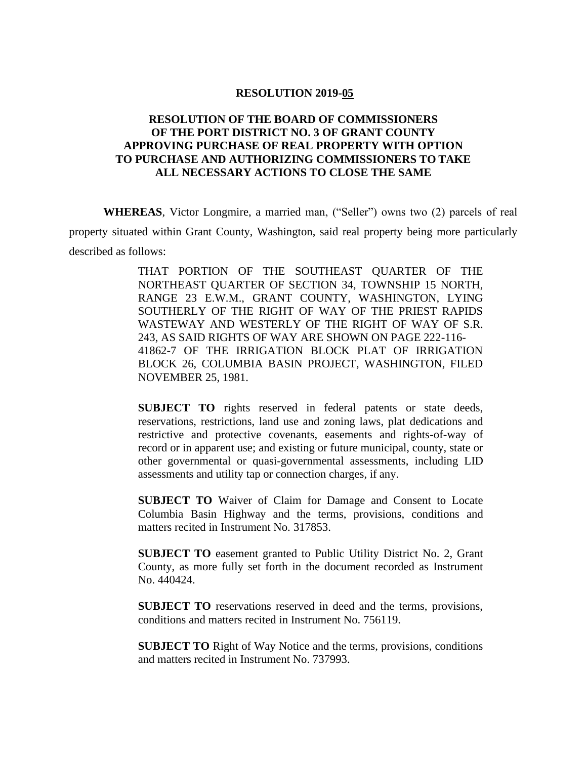# RESOLUTION 2019-05

## RESOLUTION OF THE BOARD OF COMMISSIONERS OF THE PORT DISTRICT NO. 3 OF GRANT COUNTY APPROVING PURCHASE OF REAL PROPERTY WITH OPTION TO PURCHASE AND AUTHORIZING COMMISSIONERS TO TAKE ALL NECESSARY ACTIONS TO CLOSE THE SAME

**WHEREAS**, Victor Longmire, a married man, ("Seller") owns two (2) parcels of real property situated within Grant County, Washington, said real property being more particularly described as follows:

> THAT PORTION OF THE SOUTHEAST QUARTER OF THE NORTHEAST QUARTER OF SECTION 34, TOWNSHIP 15 NORTH, RANGE 23 E.W.M., GRANT COUNTY, WASHINGTON, LYING SOUTHERLY OF THE RIGHT OF WAY OF THE PRIEST RAPIDS WASTEWAY AND WESTERLY OF THE RIGHT OF WAY OF S.R. 243, AS SAID RIGHTS OF WAY ARE SHOWN ON PAGE 222-116-41862-7 OF THE IRRIGATION BLOCK PLAT OF IRRIGATION BLOCK 26, COLUMBIA BASIN PROJECT, WASHINGTON, FILED NOVEMBER 25, 1981.
>
> **SUBJECT TO** rights reserved in federal patents or state deeds, reservations, restrictions, land use and zoning laws, plat dedications and restrictive and protective covenants, easements and rights-of-way of record or in apparent use; and existing or future municipal, county, state or other governmental or quasi-governmental assessments, including LID assessments and utility tap or connection charges, if any.
>
> **SUBJECT TO** Waiver of Claim for Damage and Consent to Locate Columbia Basin Highway and the terms, provisions, conditions and matters recited in Instrument No. 317853.
>
> **SUBJECT TO** easement granted to Public Utility District No. 2, Grant County, as more fully set forth in the document recorded as Instrument No. 440424.
>
> **SUBJECT TO** reservations reserved in deed and the terms, provisions, conditions and matters recited in Instrument No. 756119.
>
> **SUBJECT TO** Right of Way Notice and the terms, provisions, conditions and matters recited in Instrument No. 737993.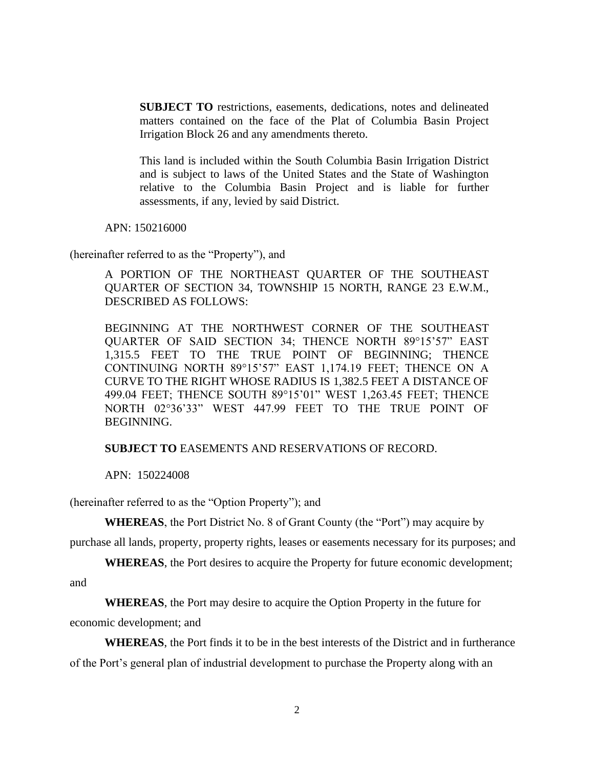**SUBJECT TO** restrictions, easements, dedications, notes and delineated matters contained on the face of the Plat of Columbia Basin Project Irrigation Block 26 and any amendments thereto.

This land is included within the South Columbia Basin Irrigation District and is subject to laws of the United States and the State of Washington relative to the Columbia Basin Project and is liable for further assessments, if any, levied by said District.

APN: 150216000

(hereinafter referred to as the "Property"), and

A PORTION OF THE NORTHEAST QUARTER OF THE SOUTHEAST QUARTER OF SECTION 34, TOWNSHIP 15 NORTH, RANGE 23 E.W.M., DESCRIBED AS FOLLOWS:

BEGINNING AT THE NORTHWEST CORNER OF THE SOUTHEAST QUARTER OF SAID SECTION 34; THENCE NORTH 89°15'57" EAST 1,315.5 FEET TO THE TRUE POINT OF BEGINNING; THENCE CONTINUING NORTH 89°15'57" EAST 1,174.19 FEET; THENCE ON A CURVE TO THE RIGHT WHOSE RADIUS IS 1,382.5 FEET A DISTANCE OF 499.04 FEET; THENCE SOUTH 89°15'01" WEST 1,263.45 FEET; THENCE NORTH 02°36'33" WEST 447.99 FEET TO THE TRUE POINT OF BEGINNING.

**SUBJECT TO** EASEMENTS AND RESERVATIONS OF RECORD.

APN: 150224008

(hereinafter referred to as the "Option Property"); and

**WHEREAS**, the Port District No. 8 of Grant County (the "Port") may acquire by purchase all lands, property, property rights, leases or easements necessary for its purposes; and

**WHEREAS**, the Port desires to acquire the Property for future economic development; and

**WHEREAS**, the Port may desire to acquire the Option Property in the future for economic development; and

**WHEREAS**, the Port finds it to be in the best interests of the District and in furtherance of the Port's general plan of industrial development to purchase the Property along with an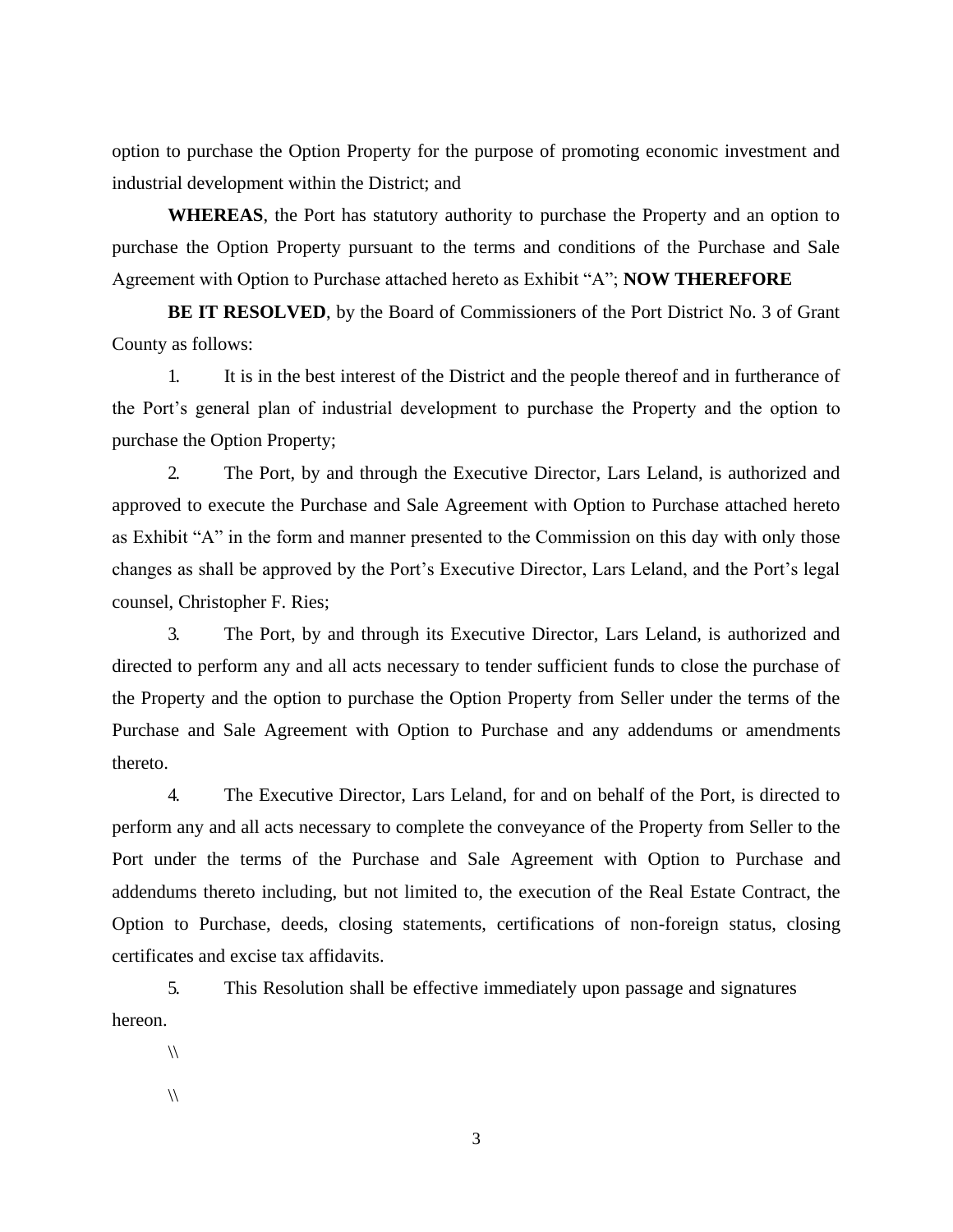option to purchase the Option Property for the purpose of promoting economic investment and industrial development within the District; and

**WHEREAS**, the Port has statutory authority to purchase the Property and an option to purchase the Option Property pursuant to the terms and conditions of the Purchase and Sale Agreement with Option to Purchase attached hereto as Exhibit "A"; **NOW THEREFORE**

**BE IT RESOLVED**, by the Board of Commissioners of the Port District No. 3 of Grant County as follows:

1. It is in the best interest of the District and the people thereof and in furtherance of the Port's general plan of industrial development to purchase the Property and the option to purchase the Option Property;

2. The Port, by and through the Executive Director, Lars Leland, is authorized and approved to execute the Purchase and Sale Agreement with Option to Purchase attached hereto as Exhibit "A" in the form and manner presented to the Commission on this day with only those changes as shall be approved by the Port's Executive Director, Lars Leland, and the Port's legal counsel, Christopher F. Ries;

3. The Port, by and through its Executive Director, Lars Leland, is authorized and directed to perform any and all acts necessary to tender sufficient funds to close the purchase of the Property and the option to purchase the Option Property from Seller under the terms of the Purchase and Sale Agreement with Option to Purchase and any addendums or amendments thereto.

4. The Executive Director, Lars Leland, for and on behalf of the Port, is directed to perform any and all acts necessary to complete the conveyance of the Property from Seller to the Port under the terms of the Purchase and Sale Agreement with Option to Purchase and addendums thereto including, but not limited to, the execution of the Real Estate Contract, the Option to Purchase, deeds, closing statements, certifications of non-foreign status, closing certificates and excise tax affidavits.

5. This Resolution shall be effective immediately upon passage and signatures hereon.

\\

\\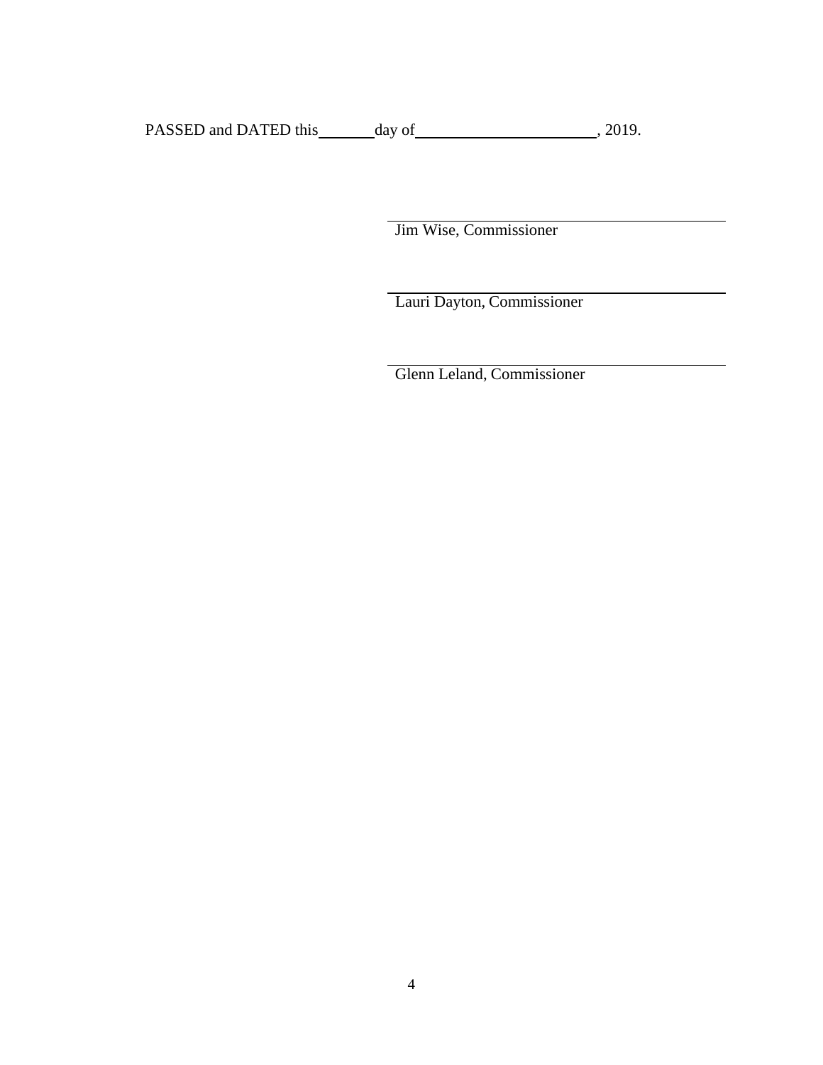PASSED and DATED this _______ day of ______________________, 2019.

______________________________
Jim Wise, Commissioner

______________________________
Lauri Dayton, Commissioner

______________________________
Glenn Leland, Commissioner